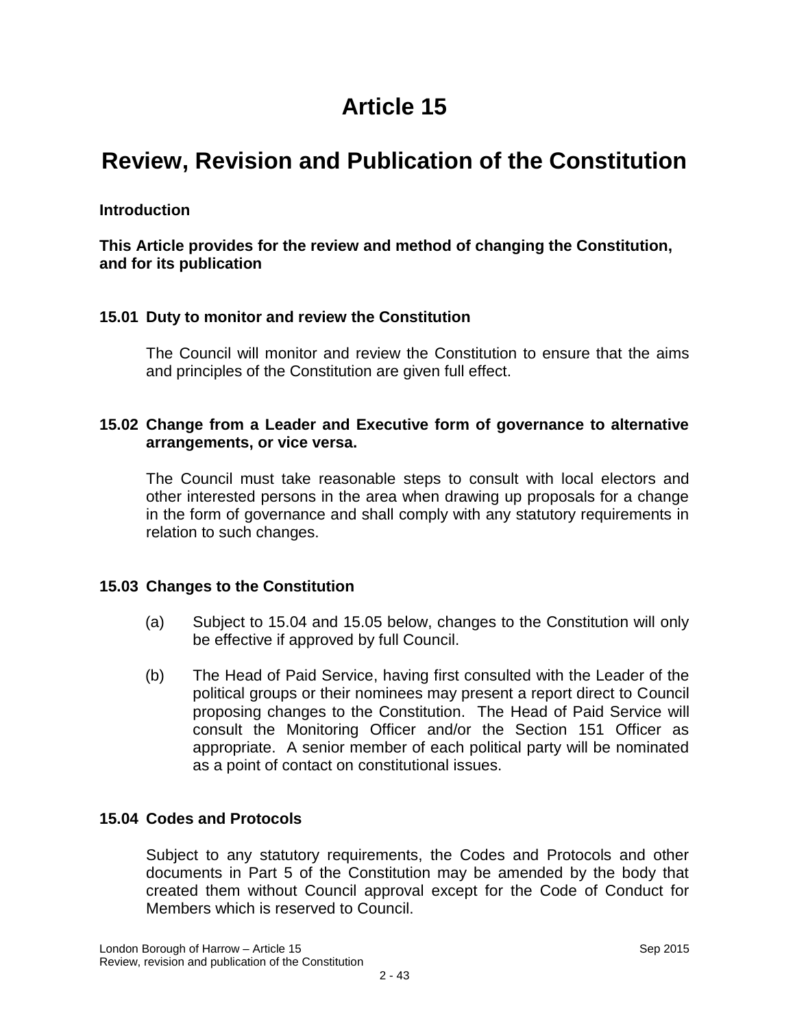# Article 15

# Review, Revision and Publication of the Constitution

**Introduction**

**This Article provides for the review and method of changing the Constitution, and for its publication**

### 15.01 Duty to monitor and review the Constitution

The Council will monitor and review the Constitution to ensure that the aims and principles of the Constitution are given full effect.

### 15.02 Change from a Leader and Executive form of governance to alternative arrangements, or vice versa.

The Council must take reasonable steps to consult with local electors and other interested persons in the area when drawing up proposals for a change in the form of governance and shall comply with any statutory requirements in relation to such changes.

### 15.03 Changes to the Constitution

(a) Subject to 15.04 and 15.05 below, changes to the Constitution will only be effective if approved by full Council.

(b) The Head of Paid Service, having first consulted with the Leader of the political groups or their nominees may present a report direct to Council proposing changes to the Constitution. The Head of Paid Service will consult the Monitoring Officer and/or the Section 151 Officer as appropriate. A senior member of each political party will be nominated as a point of contact on constitutional issues.

### 15.04 Codes and Protocols

Subject to any statutory requirements, the Codes and Protocols and other documents in Part 5 of the Constitution may be amended by the body that created them without Council approval except for the Code of Conduct for Members which is reserved to Council.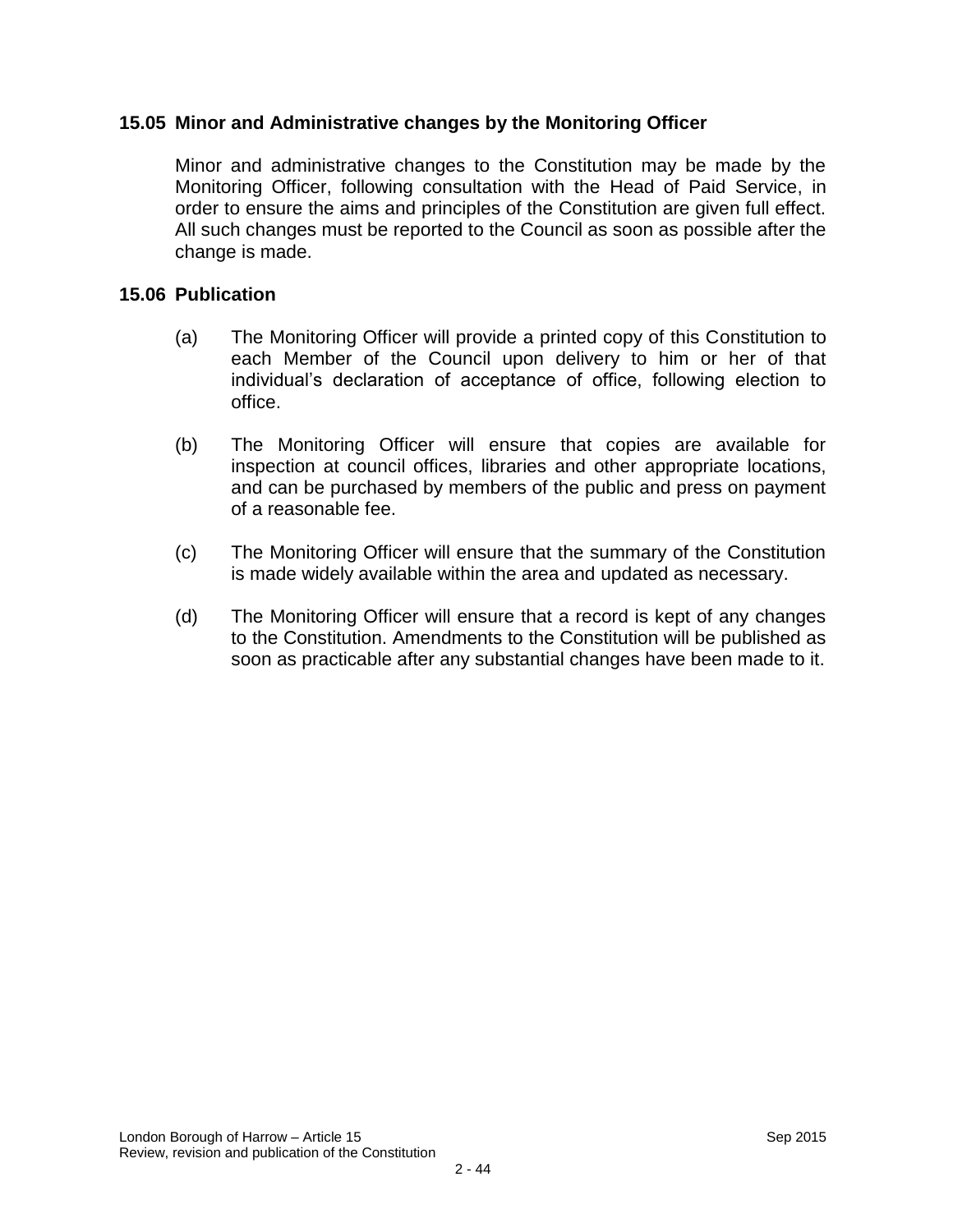### 15.05 Minor and Administrative changes by the Monitoring Officer

Minor and administrative changes to the Constitution may be made by the Monitoring Officer, following consultation with the Head of Paid Service, in order to ensure the aims and principles of the Constitution are given full effect. All such changes must be reported to the Council as soon as possible after the change is made.

### 15.06 Publication

(a) The Monitoring Officer will provide a printed copy of this Constitution to each Member of the Council upon delivery to him or her of that individual's declaration of acceptance of office, following election to office.

(b) The Monitoring Officer will ensure that copies are available for inspection at council offices, libraries and other appropriate locations, and can be purchased by members of the public and press on payment of a reasonable fee.

(c) The Monitoring Officer will ensure that the summary of the Constitution is made widely available within the area and updated as necessary.

(d) The Monitoring Officer will ensure that a record is kept of any changes to the Constitution. Amendments to the Constitution will be published as soon as practicable after any substantial changes have been made to it.